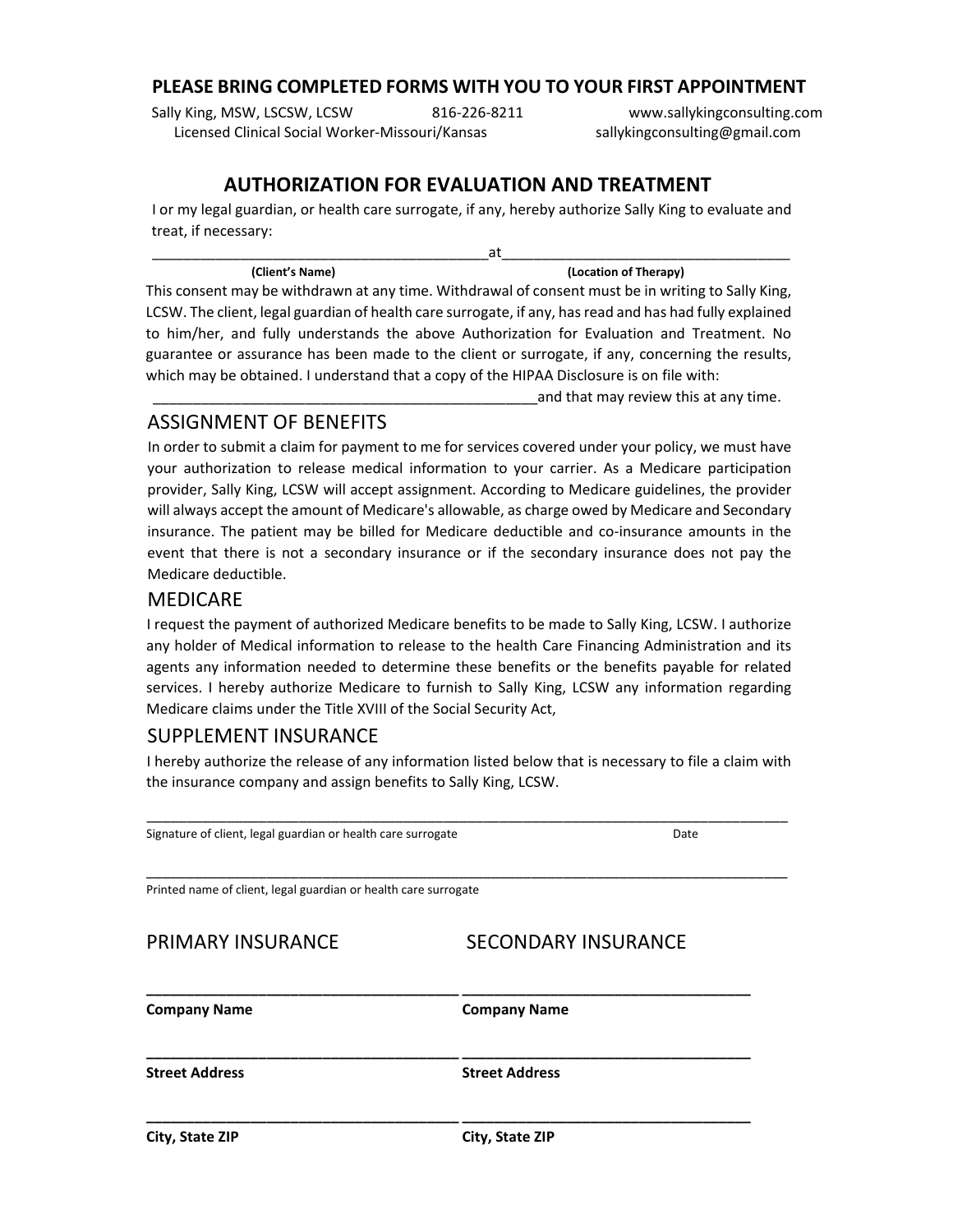**PLEASE BRING COMPLETED FORMS WITH YOU TO YOUR FIRST APPOINTMENT**

Sally King, MSW, LSCSW, LCSW — 816-226-8211 — www.sallykingconsulting.com
Licensed Clinical Social Worker-Missouri/Kansas — sallykingconsulting@gmail.com

## AUTHORIZATION FOR EVALUATION AND TREATMENT

I or my legal guardian, or health care surrogate, if any, hereby authorize Sally King to evaluate and treat, if necessary:

__________________________________________at____________________________________

**(Client's Name)** **(Location of Therapy)**

This consent may be withdrawn at any time. Withdrawal of consent must be in writing to Sally King, LCSW. The client, legal guardian of health care surrogate, if any, has read and has had fully explained to him/her, and fully understands the above Authorization for Evaluation and Treatment. No guarantee or assurance has been made to the client or surrogate, if any, concerning the results, which may be obtained. I understand that a copy of the HIPAA Disclosure is on file with:

_________________________________________________and that may review this at any time.

## ASSIGNMENT OF BENEFITS

In order to submit a claim for payment to me for services covered under your policy, we must have your authorization to release medical information to your carrier. As a Medicare participation provider, Sally King, LCSW will accept assignment. According to Medicare guidelines, the provider will always accept the amount of Medicare's allowable, as charge owed by Medicare and Secondary insurance. The patient may be billed for Medicare deductible and co-insurance amounts in the event that there is not a secondary insurance or if the secondary insurance does not pay the Medicare deductible.

## MEDICARE

I request the payment of authorized Medicare benefits to be made to Sally King, LCSW. I authorize any holder of Medical information to release to the health Care Financing Administration and its agents any information needed to determine these benefits or the benefits payable for related services. I hereby authorize Medicare to furnish to Sally King, LCSW any information regarding Medicare claims under the Title XVIII of the Social Security Act,

## SUPPLEMENT INSURANCE

I hereby authorize the release of any information listed below that is necessary to file a claim with the insurance company and assign benefits to Sally King, LCSW.

_________________________________________________________________________________________

Signature of client, legal guardian or health care surrogate — Date

_________________________________________________________________________________________

Printed name of client, legal guardian or health care surrogate

| PRIMARY INSURANCE | SECONDARY INSURANCE |
|---|---|
| ______________________________________ | ___________________________________ |
| **Company Name** | **Company Name** |
| ______________________________________ | ___________________________________ |
| **Street Address** | **Street Address** |
| ______________________________________ | ___________________________________ |
| **City, State ZIP** | **City, State ZIP** |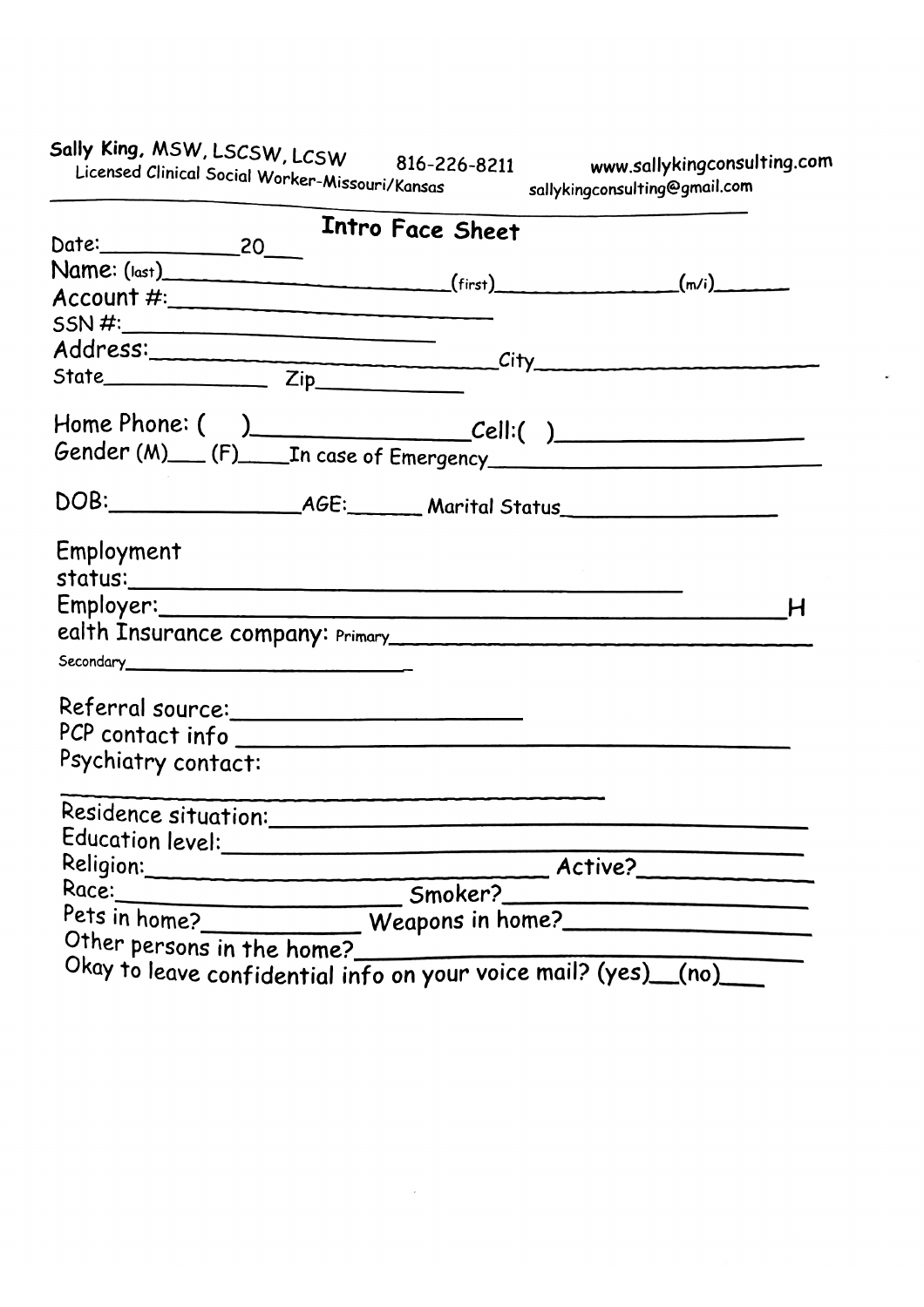Sally King, MSW, LSCSW, LCSW
Licensed Clinical Social Worker-Missouri/Kansas

816-226-8211

www.sallykingconsulting.com
sallykingconsulting@gmail.com

## Intro Face Sheet

Date:____________ 20___

Name: (last)_________________________ (first)_______________ (m/i)______

Account #:_________________________

SSN #:_________________________

Address:_________________________ City_________________________

State______________ Zip____________

Home Phone: ( )________________ Cell:( )_________________

Gender (M)___ (F)____ In case of Emergency_________________________

DOB:________________ AGE:______ Marital Status_________________

Employment status:_________________________________________

Employer:_____________________________________________________ H

ealth Insurance company: Primary_________________________________

Secondary___________________________

Referral source:_______________________

PCP contact info ________________________________________

Psychiatry contact:

_________________________________________

Residence situation:_____________________________________________

Education level:_________________________________________________

Religion:______________________________ Active?_____________

Race:________________________ Smoker?_________________________

Pets in home?____________ Weapons in home?_________________

Other persons in the home?___________________________________

Okay to leave confidential info on your voice mail? (yes)__(no)____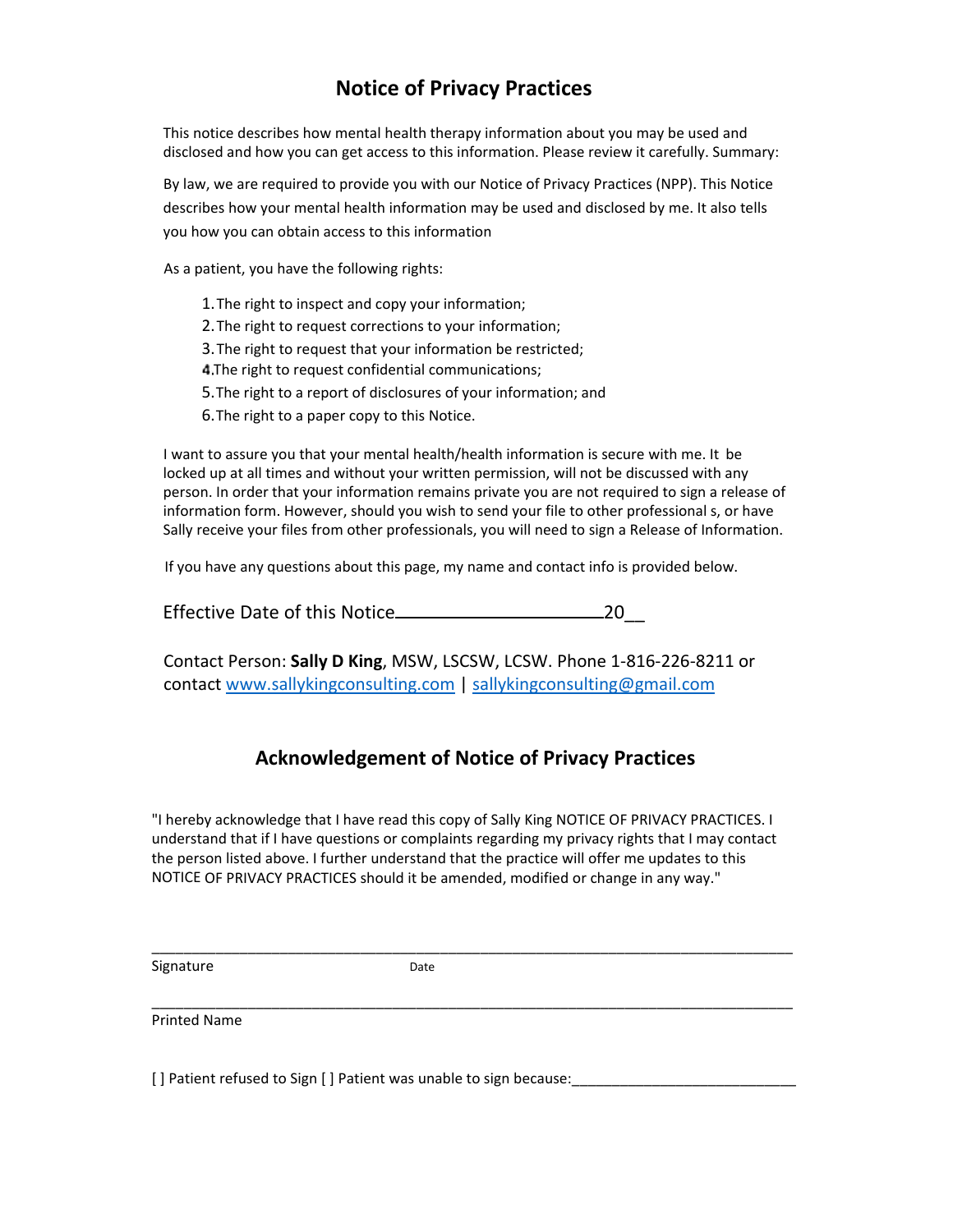# Notice of Privacy Practices

This notice describes how mental health therapy information about you may be used and disclosed and how you can get access to this information. Please review it carefully. Summary:

By law, we are required to provide you with our Notice of Privacy Practices (NPP). This Notice describes how your mental health information may be used and disclosed by me. It also tells you how you can obtain access to this information

As a patient, you have the following rights:

1. The right to inspect and copy your information;
2. The right to request corrections to your information;
3. The right to request that your information be restricted;
4. The right to request confidential communications;
5. The right to a report of disclosures of your information; and
6. The right to a paper copy to this Notice.

I want to assure you that your mental health/health information is secure with me. It be locked up at all times and without your written permission, will not be discussed with any person. In order that your information remains private you are not required to sign a release of information form. However, should you wish to send your file to other professional s, or have Sally receive your files from other professionals, you will need to sign a Release of Information.

If you have any questions about this page, my name and contact info is provided below.

Effective Date of this Notice\_\_\_\_\_\_\_\_\_\_\_\_\_\_\_\_\_\_\_\_\_\_20\_\_

Contact Person: **Sally D King**, MSW, LSCSW, LCSW. Phone 1-816-226-8211 or contact www.sallykingconsulting.com | sallykingconsulting@gmail.com

## Acknowledgement of Notice of Privacy Practices

"I hereby acknowledge that I have read this copy of Sally King NOTICE OF PRIVACY PRACTICES. I understand that if I have questions or complaints regarding my privacy rights that I may contact the person listed above. I further understand that the practice will offer me updates to this NOTICE OF PRIVACY PRACTICES should it be amended, modified or change in any way."

\_\_\_\_\_\_\_\_\_\_\_\_\_\_\_\_\_\_\_\_\_\_\_\_\_\_\_\_\_\_\_\_\_\_\_\_\_\_\_\_\_\_\_\_\_\_\_\_\_\_\_\_\_\_\_\_\_\_\_\_\_\_\_\_\_\_\_\_\_\_\_\_

Signature Date

\_\_\_\_\_\_\_\_\_\_\_\_\_\_\_\_\_\_\_\_\_\_\_\_\_\_\_\_\_\_\_\_\_\_\_\_\_\_\_\_\_\_\_\_\_\_\_\_\_\_\_\_\_\_\_\_\_\_\_\_\_\_\_\_\_\_\_\_\_\_\_\_

Printed Name

[ ] Patient refused to Sign [ ] Patient was unable to sign because:\_\_\_\_\_\_\_\_\_\_\_\_\_\_\_\_\_\_\_\_\_\_\_\_\_\_\_\_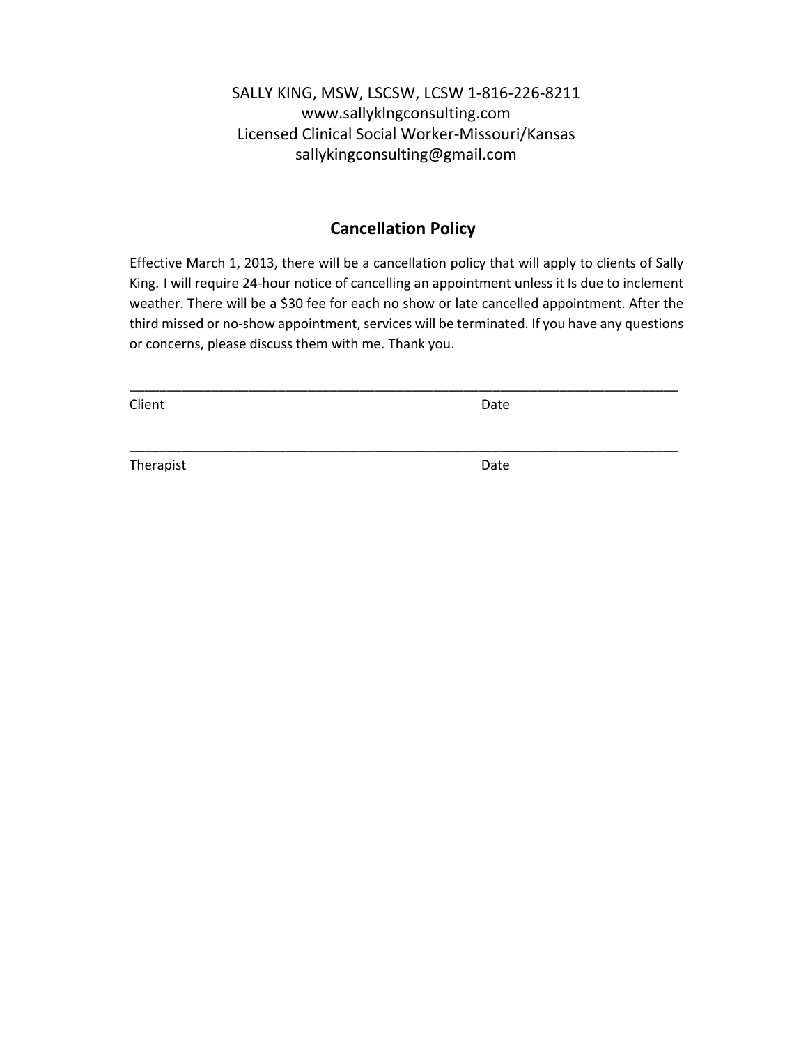SALLY KING, MSW, LSCSW, LCSW 1-816-226-8211
www.sallyklngconsulting.com
Licensed Clinical Social Worker-Missouri/Kansas
sallykingconsulting@gmail.com

## Cancellation Policy

Effective March 1, 2013, there will be a cancellation policy that will apply to clients of Sally King. I will require 24-hour notice of cancelling an appointment unless it Is due to inclement weather. There will be a $30 fee for each no show or late cancelled appointment. After the third missed or no-show appointment, services will be terminated. If you have any questions or concerns, please discuss them with me. Thank you.

______________________________________________________________________________

Client                                                                                    Date

______________________________________________________________________________

Therapist                                                                               Date